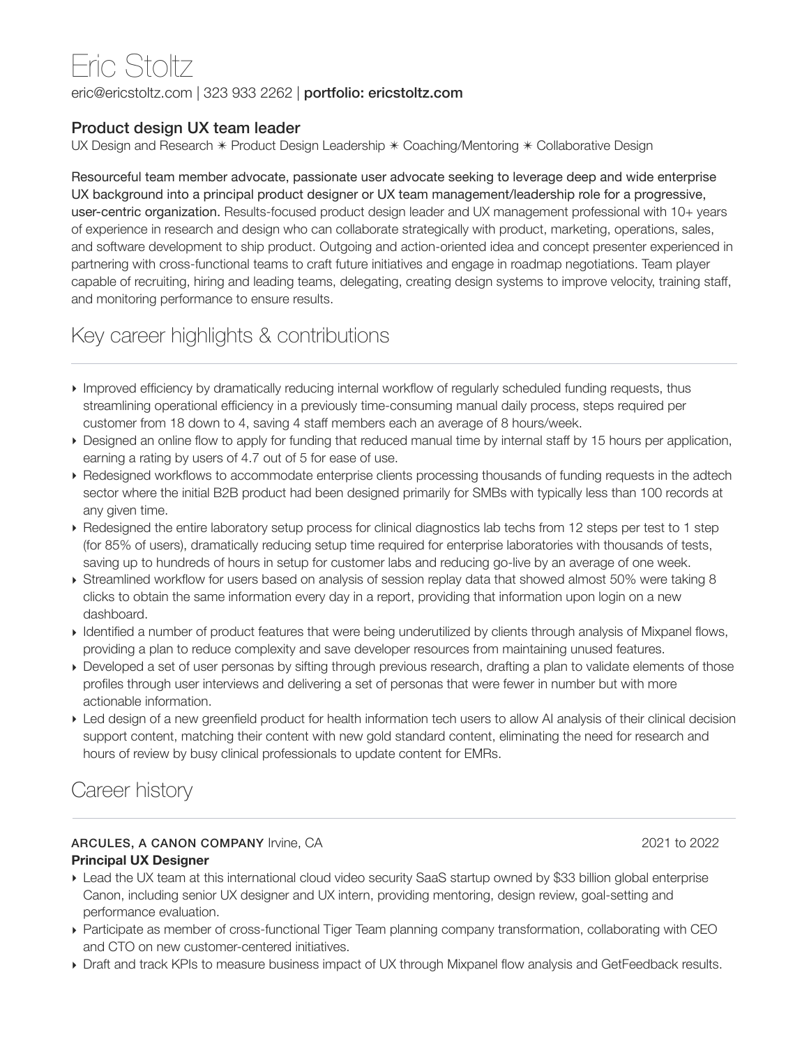# Eric Stoltz

eric@ericstoltz.com | 323 933 2262 | **portfolio: ericstoltz.com**

### Product design UX team leader

UX Design and Research ✴ Product Design Leadership ✴ Coaching/Mentoring ✴ Collaborative Design

Resourceful team member advocate, passionate user advocate seeking to leverage deep and wide enterprise UX background into a principal product designer or UX team management/leadership role for a progressive, user-centric organization. Results-focused product design leader and UX management professional with 10+ years of experience in research and design who can collaborate strategically with product, marketing, operations, sales, and software development to ship product. Outgoing and action-oriented idea and concept presenter experienced in partnering with cross-functional teams to craft future initiatives and engage in roadmap negotiations. Team player capable of recruiting, hiring and leading teams, delegating, creating design systems to improve velocity, training staff, and monitoring performance to ensure results.

## Key career highlights & contributions

- Improved efficiency by dramatically reducing internal workflow of regularly scheduled funding requests, thus streamlining operational efficiency in a previously time-consuming manual daily process, steps required per customer from 18 down to 4, saving 4 staff members each an average of 8 hours/week.
- Designed an online flow to apply for funding that reduced manual time by internal staff by 15 hours per application, earning a rating by users of 4.7 out of 5 for ease of use.
- Redesigned workflows to accommodate enterprise clients processing thousands of funding requests in the adtech sector where the initial B2B product had been designed primarily for SMBs with typically less than 100 records at any given time.
- Redesigned the entire laboratory setup process for clinical diagnostics lab techs from 12 steps per test to 1 step (for 85% of users), dramatically reducing setup time required for enterprise laboratories with thousands of tests, saving up to hundreds of hours in setup for customer labs and reducing go-live by an average of one week.
- Streamlined workflow for users based on analysis of session replay data that showed almost 50% were taking 8 clicks to obtain the same information every day in a report, providing that information upon login on a new dashboard.
- Identified a number of product features that were being underutilized by clients through analysis of Mixpanel flows, providing a plan to reduce complexity and save developer resources from maintaining unused features.
- Developed a set of user personas by sifting through previous research, drafting a plan to validate elements of those profiles through user interviews and delivering a set of personas that were fewer in number but with more actionable information.
- Led design of a new greenfield product for health information tech users to allow AI analysis of their clinical decision support content, matching their content with new gold standard content, eliminating the need for research and hours of review by busy clinical professionals to update content for EMRs.

## Career history

**ARCULES, A CANON COMPANY** Irvine, CA — 2021 to 2022

**Principal UX Designer**

- Lead the UX team at this international cloud video security SaaS startup owned by $33 billion global enterprise Canon, including senior UX designer and UX intern, providing mentoring, design review, goal-setting and performance evaluation.
- Participate as member of cross-functional Tiger Team planning company transformation, collaborating with CEO and CTO on new customer-centered initiatives.
- Draft and track KPIs to measure business impact of UX through Mixpanel flow analysis and GetFeedback results.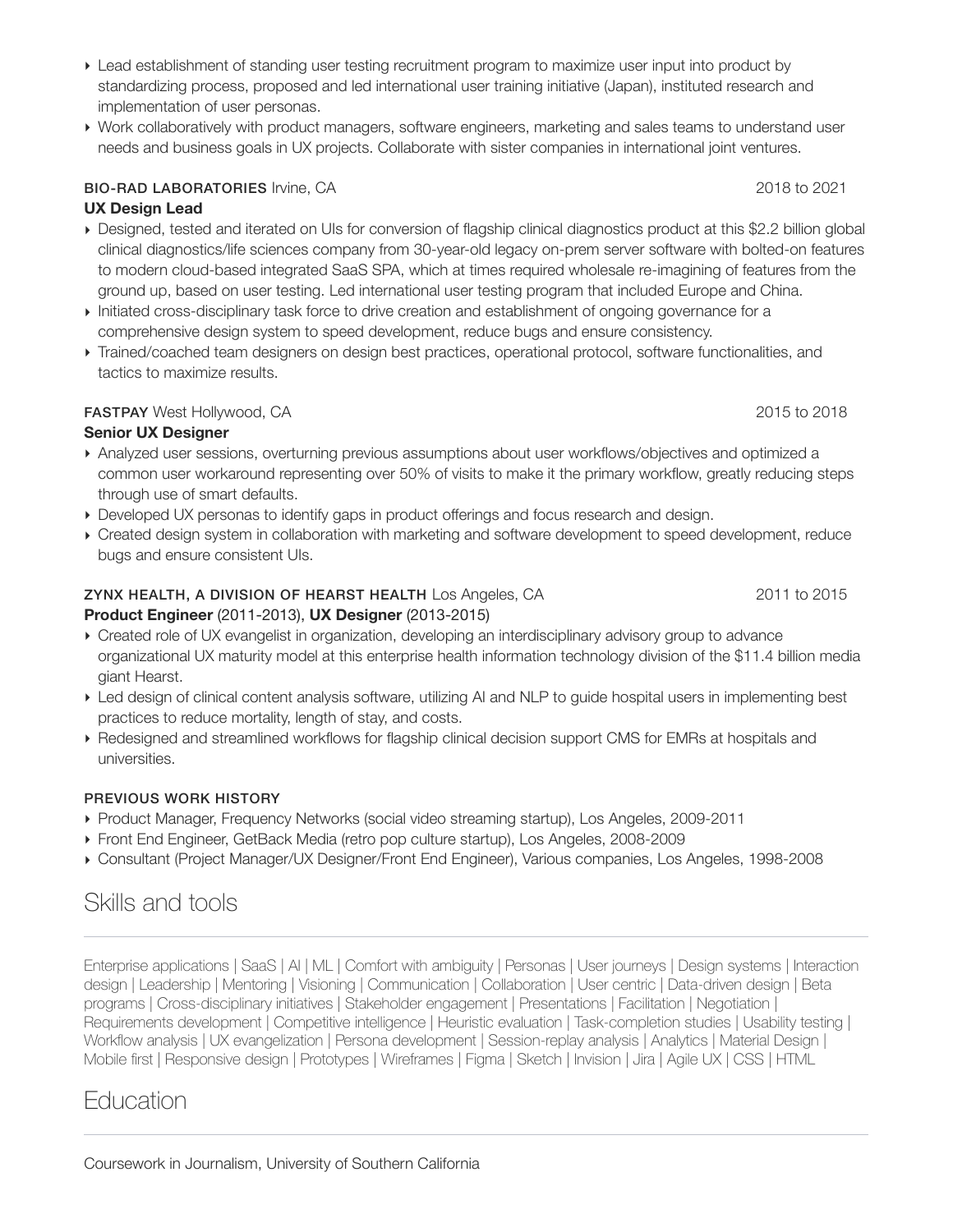- Lead establishment of standing user testing recruitment program to maximize user input into product by standardizing process, proposed and led international user training initiative (Japan), instituted research and implementation of user personas.
- Work collaboratively with product managers, software engineers, marketing and sales teams to understand user needs and business goals in UX projects. Collaborate with sister companies in international joint ventures.

**BIO-RAD LABORATORIES** Irvine, CA — 2018 to 2021

**UX Design Lead**

- Designed, tested and iterated on UIs for conversion of flagship clinical diagnostics product at this $2.2 billion global clinical diagnostics/life sciences company from 30-year-old legacy on-prem server software with bolted-on features to modern cloud-based integrated SaaS SPA, which at times required wholesale re-imagining of features from the ground up, based on user testing. Led international user testing program that included Europe and China.
- Initiated cross-disciplinary task force to drive creation and establishment of ongoing governance for a comprehensive design system to speed development, reduce bugs and ensure consistency.
- Trained/coached team designers on design best practices, operational protocol, software functionalities, and tactics to maximize results.

**FASTPAY** West Hollywood, CA — 2015 to 2018

**Senior UX Designer**

- Analyzed user sessions, overturning previous assumptions about user workflows/objectives and optimized a common user workaround representing over 50% of visits to make it the primary workflow, greatly reducing steps through use of smart defaults.
- Developed UX personas to identify gaps in product offerings and focus research and design.
- Created design system in collaboration with marketing and software development to speed development, reduce bugs and ensure consistent UIs.

**ZYNX HEALTH, A DIVISION OF HEARST HEALTH** Los Angeles, CA — 2011 to 2015

**Product Engineer** (2011-2013), **UX Designer** (2013-2015)

- Created role of UX evangelist in organization, developing an interdisciplinary advisory group to advance organizational UX maturity model at this enterprise health information technology division of the $11.4 billion media giant Hearst.
- Led design of clinical content analysis software, utilizing AI and NLP to guide hospital users in implementing best practices to reduce mortality, length of stay, and costs.
- Redesigned and streamlined workflows for flagship clinical decision support CMS for EMRs at hospitals and universities.

**PREVIOUS WORK HISTORY**

- Product Manager, Frequency Networks (social video streaming startup), Los Angeles, 2009-2011
- Front End Engineer, GetBack Media (retro pop culture startup), Los Angeles, 2008-2009
- Consultant (Project Manager/UX Designer/Front End Engineer), Various companies, Los Angeles, 1998-2008

## Skills and tools

Enterprise applications | SaaS | AI | ML | Comfort with ambiguity | Personas | User journeys | Design systems | Interaction design | Leadership | Mentoring | Visioning | Communication | Collaboration | User centric | Data-driven design | Beta programs | Cross-disciplinary initiatives | Stakeholder engagement | Presentations | Facilitation | Negotiation | Requirements development | Competitive intelligence | Heuristic evaluation | Task-completion studies | Usability testing | Workflow analysis | UX evangelization | Persona development | Session-replay analysis | Analytics | Material Design | Mobile first | Responsive design | Prototypes | Wireframes | Figma | Sketch | Invision | Jira | Agile UX | CSS | HTML

## Education

Coursework in Journalism, University of Southern California